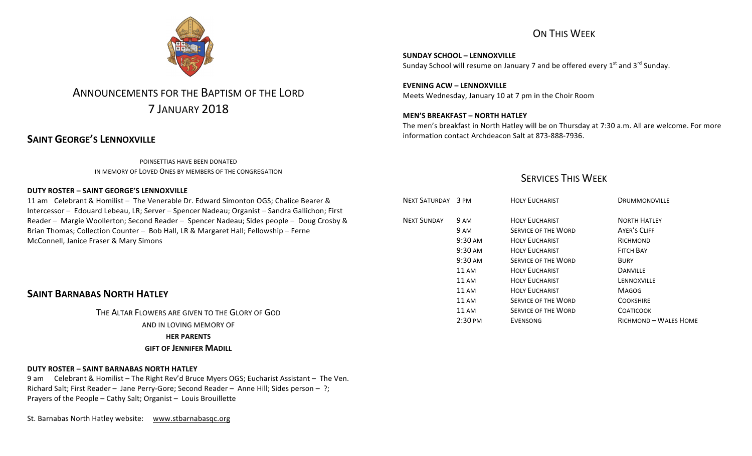# ANNOUNCEMENTS FOR THE BAPTISM OF THE LORD
# 7 JANUARY 2018

## SAINT GEORGE'S LENNOXVILLE

POINSETTIAS HAVE BEEN DONATED
IN MEMORY OF LOVED ONES BY MEMBERS OF THE CONGREGATION

**DUTY ROSTER – SAINT GEORGE'S LENNOXVILLE**

11 am Celebrant & Homilist – The Venerable Dr. Edward Simonton OGS; Chalice Bearer & Intercessor – Edouard Lebeau, LR; Server – Spencer Nadeau; Organist – Sandra Gallichon; First Reader – Margie Woollerton; Second Reader – Spencer Nadeau; Sides people – Doug Crosby & Brian Thomas; Collection Counter – Bob Hall, LR & Margaret Hall; Fellowship – Ferne McConnell, Janice Fraser & Mary Simons

## SAINT BARNABAS NORTH HATLEY

THE ALTAR FLOWERS ARE GIVEN TO THE GLORY OF GOD
AND IN LOVING MEMORY OF
**HER PARENTS**
**GIFT OF JENNIFER MADILL**

**DUTY ROSTER – SAINT BARNABAS NORTH HATLEY**

9 am Celebrant & Homilist – The Right Rev'd Bruce Myers OGS; Eucharist Assistant – The Ven. Richard Salt; First Reader – Jane Perry-Gore; Second Reader – Anne Hill; Sides person – ?; Prayers of the People – Cathy Salt; Organist – Louis Brouillette

St. Barnabas North Hatley website: www.stbarnabasqc.org

## ON THIS WEEK

**SUNDAY SCHOOL – LENNOXVILLE**
Sunday School will resume on January 7 and be offered every 1st and 3rd Sunday.

**EVENING ACW – LENNOXVILLE**
Meets Wednesday, January 10 at 7 pm in the Choir Room

**MEN'S BREAKFAST – NORTH HATLEY**
The men's breakfast in North Hatley will be on Thursday at 7:30 a.m. All are welcome. For more information contact Archdeacon Salt at 873-888-7936.

## SERVICES THIS WEEK

| | | | |
|---|---|---|---|
| NEXT SATURDAY | 3 PM | HOLY EUCHARIST | DRUMMONDVILLE |
| NEXT SUNDAY | 9 AM | HOLY EUCHARIST | NORTH HATLEY |
| | 9 AM | SERVICE OF THE WORD | AYER'S CLIFF |
| | 9:30 AM | HOLY EUCHARIST | RICHMOND |
| | 9:30 AM | HOLY EUCHARIST | FITCH BAY |
| | 9:30 AM | SERVICE OF THE WORD | BURY |
| | 11 AM | HOLY EUCHARIST | DANVILLE |
| | 11 AM | HOLY EUCHARIST | LENNOXVILLE |
| | 11 AM | HOLY EUCHARIST | MAGOG |
| | 11 AM | SERVICE OF THE WORD | COOKSHIRE |
| | 11 AM | SERVICE OF THE WORD | COATICOOK |
| | 2:30 PM | EVENSONG | RICHMOND – WALES HOME |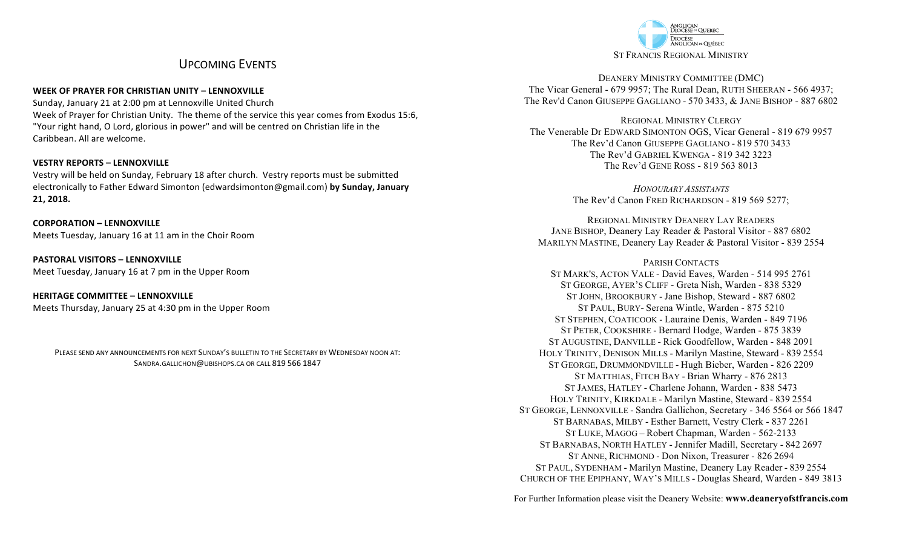## Upcoming Events

**WEEK OF PRAYER FOR CHRISTIAN UNITY – LENNOXVILLE**

Sunday, January 21 at 2:00 pm at Lennoxville United Church
Week of Prayer for Christian Unity. The theme of the service this year comes from Exodus 15:6, "Your right hand, O Lord, glorious in power" and will be centred on Christian life in the Caribbean. All are welcome.

**VESTRY REPORTS – LENNOXVILLE**

Vestry will be held on Sunday, February 18 after church. Vestry reports must be submitted electronically to Father Edward Simonton (edwardsimonton@gmail.com) **by Sunday, January 21, 2018.**

**CORPORATION – LENNOXVILLE**

Meets Tuesday, January 16 at 11 am in the Choir Room

**PASTORAL VISITORS – LENNOXVILLE**

Meet Tuesday, January 16 at 7 pm in the Upper Room

**HERITAGE COMMITTEE – LENNOXVILLE**

Meets Thursday, January 25 at 4:30 pm in the Upper Room

PLEASE SEND ANY ANNOUNCEMENTS FOR NEXT SUNDAY'S BULLETIN TO THE SECRETARY BY WEDNESDAY NOON AT: SANDRA.GALLICHON@UBISHOPS.CA OR CALL 819 566 1847

Anglican Diocese of Quebec
Diocèse Anglican du Québec

ST FRANCIS REGIONAL MINISTRY

DEANERY MINISTRY COMMITTEE (DMC)
The Vicar General - 679 9957; The Rural Dean, RUTH SHEERAN - 566 4937;
The Rev'd Canon GIUSEPPE GAGLIANO - 570 3433, & JANE BISHOP - 887 6802

REGIONAL MINISTRY CLERGY
The Venerable Dr EDWARD SIMONTON OGS, Vicar General - 819 679 9957
The Rev'd Canon GIUSEPPE GAGLIANO - 819 570 3433
The Rev'd GABRIEL KWENGA - 819 342 3223
The Rev'd GENE ROSS - 819 563 8013

*HONOURARY ASSISTANTS*
The Rev'd Canon FRED RICHARDSON - 819 569 5277;

REGIONAL MINISTRY DEANERY LAY READERS
JANE BISHOP, Deanery Lay Reader & Pastoral Visitor - 887 6802
MARILYN MASTINE, Deanery Lay Reader & Pastoral Visitor - 839 2554

PARISH CONTACTS
ST MARK'S, ACTON VALE - David Eaves, Warden - 514 995 2761
ST GEORGE, AYER'S CLIFF - Greta Nish, Warden - 838 5329
ST JOHN, BROOKBURY - Jane Bishop, Steward - 887 6802
ST PAUL, BURY- Serena Wintle, Warden - 875 5210
ST STEPHEN, COATICOOK - Lauraine Denis, Warden - 849 7196
ST PETER, COOKSHIRE - Bernard Hodge, Warden - 875 3839
ST AUGUSTINE, DANVILLE - Rick Goodfellow, Warden - 848 2091
HOLY TRINITY, DENISON MILLS - Marilyn Mastine, Steward - 839 2554
ST GEORGE, DRUMMONDVILLE - Hugh Bieber, Warden - 826 2209
ST MATTHIAS, FITCH BAY - Brian Wharry - 876 2813
ST JAMES, HATLEY - Charlene Johann, Warden - 838 5473
HOLY TRINITY, KIRKDALE - Marilyn Mastine, Steward - 839 2554
ST GEORGE, LENNOXVILLE - Sandra Gallichon, Secretary - 346 5564 or 566 1847
ST BARNABAS, MILBY - Esther Barnett, Vestry Clerk - 837 2261
ST LUKE, MAGOG – Robert Chapman, Warden - 562-2133
ST BARNABAS, NORTH HATLEY - Jennifer Madill, Secretary - 842 2697
ST ANNE, RICHMOND - Don Nixon, Treasurer - 826 2694
ST PAUL, SYDENHAM - Marilyn Mastine, Deanery Lay Reader - 839 2554
CHURCH OF THE EPIPHANY, WAY'S MILLS - Douglas Sheard, Warden - 849 3813

For Further Information please visit the Deanery Website: **www.deaneryofstfrancis.com**